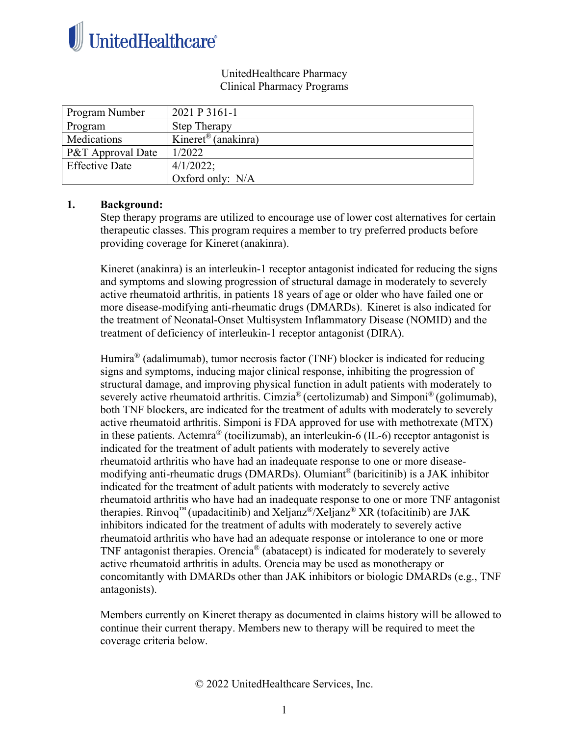UnitedHealthcare

UnitedHealthcare Pharmacy
Clinical Pharmacy Programs

| Program Number | 2021 P 3161-1 |
|---|---|
| Program | Step Therapy |
| Medications | Kineret® (anakinra) |
| P&T Approval Date | 1/2022 |
| Effective Date | 4/1/2022; Oxford only: N/A |

**1. Background:**

Step therapy programs are utilized to encourage use of lower cost alternatives for certain therapeutic classes. This program requires a member to try preferred products before providing coverage for Kineret (anakinra).

Kineret (anakinra) is an interleukin-1 receptor antagonist indicated for reducing the signs and symptoms and slowing progression of structural damage in moderately to severely active rheumatoid arthritis, in patients 18 years of age or older who have failed one or more disease-modifying anti-rheumatic drugs (DMARDs). Kineret is also indicated for the treatment of Neonatal-Onset Multisystem Inflammatory Disease (NOMID) and the treatment of deficiency of interleukin-1 receptor antagonist (DIRA).

Humira® (adalimumab), tumor necrosis factor (TNF) blocker is indicated for reducing signs and symptoms, inducing major clinical response, inhibiting the progression of structural damage, and improving physical function in adult patients with moderately to severely active rheumatoid arthritis. Cimzia® (certolizumab) and Simponi® (golimumab), both TNF blockers, are indicated for the treatment of adults with moderately to severely active rheumatoid arthritis. Simponi is FDA approved for use with methotrexate (MTX) in these patients. Actemra® (tocilizumab), an interleukin-6 (IL-6) receptor antagonist is indicated for the treatment of adult patients with moderately to severely active rheumatoid arthritis who have had an inadequate response to one or more disease-modifying anti-rheumatic drugs (DMARDs). Olumiant® (baricitinib) is a JAK inhibitor indicated for the treatment of adult patients with moderately to severely active rheumatoid arthritis who have had an inadequate response to one or more TNF antagonist therapies. Rinvoq™ (upadacitinib) and Xeljanz®/Xeljanz® XR (tofacitinib) are JAK inhibitors indicated for the treatment of adults with moderately to severely active rheumatoid arthritis who have had an adequate response or intolerance to one or more TNF antagonist therapies. Orencia® (abatacept) is indicated for moderately to severely active rheumatoid arthritis in adults. Orencia may be used as monotherapy or concomitantly with DMARDs other than JAK inhibitors or biologic DMARDs (e.g., TNF antagonists).

Members currently on Kineret therapy as documented in claims history will be allowed to continue their current therapy. Members new to therapy will be required to meet the coverage criteria below.

© 2022 UnitedHealthcare Services, Inc.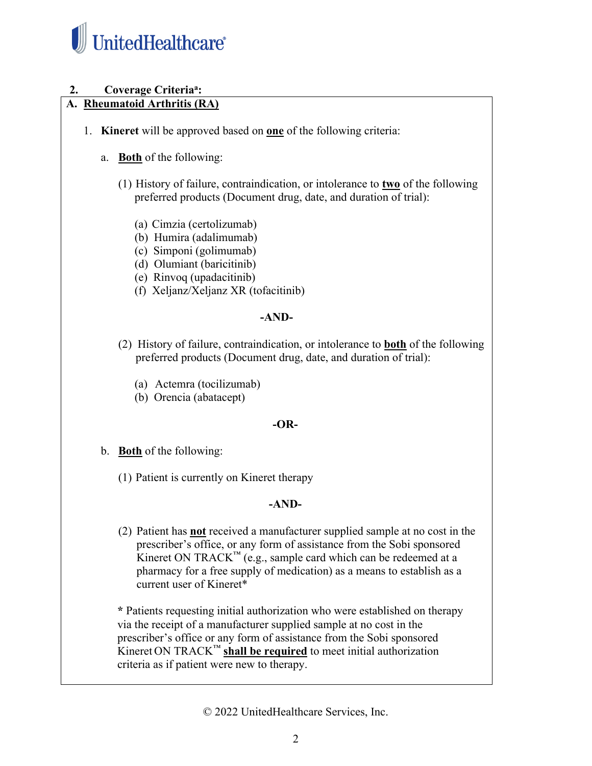**2. Coverage Criteria[a]:**

**A. <u>Rheumatoid Arthritis (RA)</u>**

1. **Kineret** will be approved based on **<u>one</u>** of the following criteria:

   a. **<u>Both</u>** of the following:

      (1) History of failure, contraindication, or intolerance to **<u>two</u>** of the following preferred products (Document drug, date, and duration of trial):

         (a) Cimzia (certolizumab)
         (b) Humira (adalimumab)
         (c) Simponi (golimumab)
         (d) Olumiant (baricitinib)
         (e) Rinvoq (upadacitinib)
         (f) Xeljanz/Xeljanz XR (tofacitinib)

      **-AND-**

      (2) History of failure, contraindication, or intolerance to **<u>both</u>** of the following preferred products (Document drug, date, and duration of trial):

         (a) Actemra (tocilizumab)
         (b) Orencia (abatacept)

   **-OR-**

   b. **<u>Both</u>** of the following:

      (1) Patient is currently on Kineret therapy

      **-AND-**

      (2) Patient has **<u>not</u>** received a manufacturer supplied sample at no cost in the prescriber's office, or any form of assistance from the Sobi sponsored Kineret ON TRACK™ (e.g., sample card which can be redeemed at a pharmacy for a free supply of medication) as a means to establish as a current user of Kineret*

      **\*** Patients requesting initial authorization who were established on therapy via the receipt of a manufacturer supplied sample at no cost in the prescriber's office or any form of assistance from the Sobi sponsored Kineret ON TRACK™ **<u>shall be required</u>** to meet initial authorization criteria as if patient were new to therapy.

© 2022 UnitedHealthcare Services, Inc.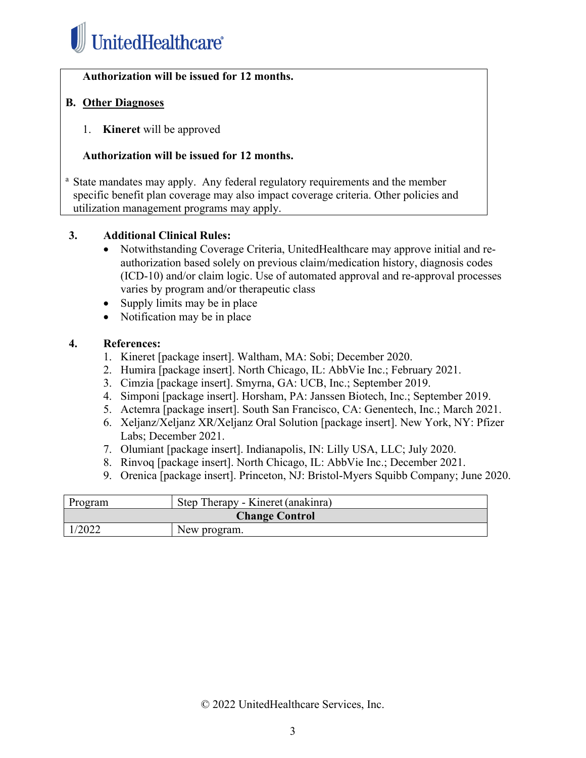**Authorization will be issued for 12 months.**

**B. Other Diagnoses**

1. **Kineret** will be approved

**Authorization will be issued for 12 months.**

[a] State mandates may apply. Any federal regulatory requirements and the member specific benefit plan coverage may also impact coverage criteria. Other policies and utilization management programs may apply.

**3. Additional Clinical Rules:**

- Notwithstanding Coverage Criteria, UnitedHealthcare may approve initial and re-authorization based solely on previous claim/medication history, diagnosis codes (ICD-10) and/or claim logic. Use of automated approval and re-approval processes varies by program and/or therapeutic class
- Supply limits may be in place
- Notification may be in place

**4. References:**

1. Kineret [package insert]. Waltham, MA: Sobi; December 2020.
2. Humira [package insert]. North Chicago, IL: AbbVie Inc.; February 2021.
3. Cimzia [package insert]. Smyrna, GA: UCB, Inc.; September 2019.
4. Simponi [package insert]. Horsham, PA: Janssen Biotech, Inc.; September 2019.
5. Actemra [package insert]. South San Francisco, CA: Genentech, Inc.; March 2021.
6. Xeljanz/Xeljanz XR/Xeljanz Oral Solution [package insert]. New York, NY: Pfizer Labs; December 2021.
7. Olumiant [package insert]. Indianapolis, IN: Lilly USA, LLC; July 2020.
8. Rinvoq [package insert]. North Chicago, IL: AbbVie Inc.; December 2021.
9. Orenica [package insert]. Princeton, NJ: Bristol-Myers Squibb Company; June 2020.

| Program | Step Therapy - Kineret (anakinra) |
|---|---|
| **Change Control** | |
| 1/2022 | New program. |

© 2022 UnitedHealthcare Services, Inc.